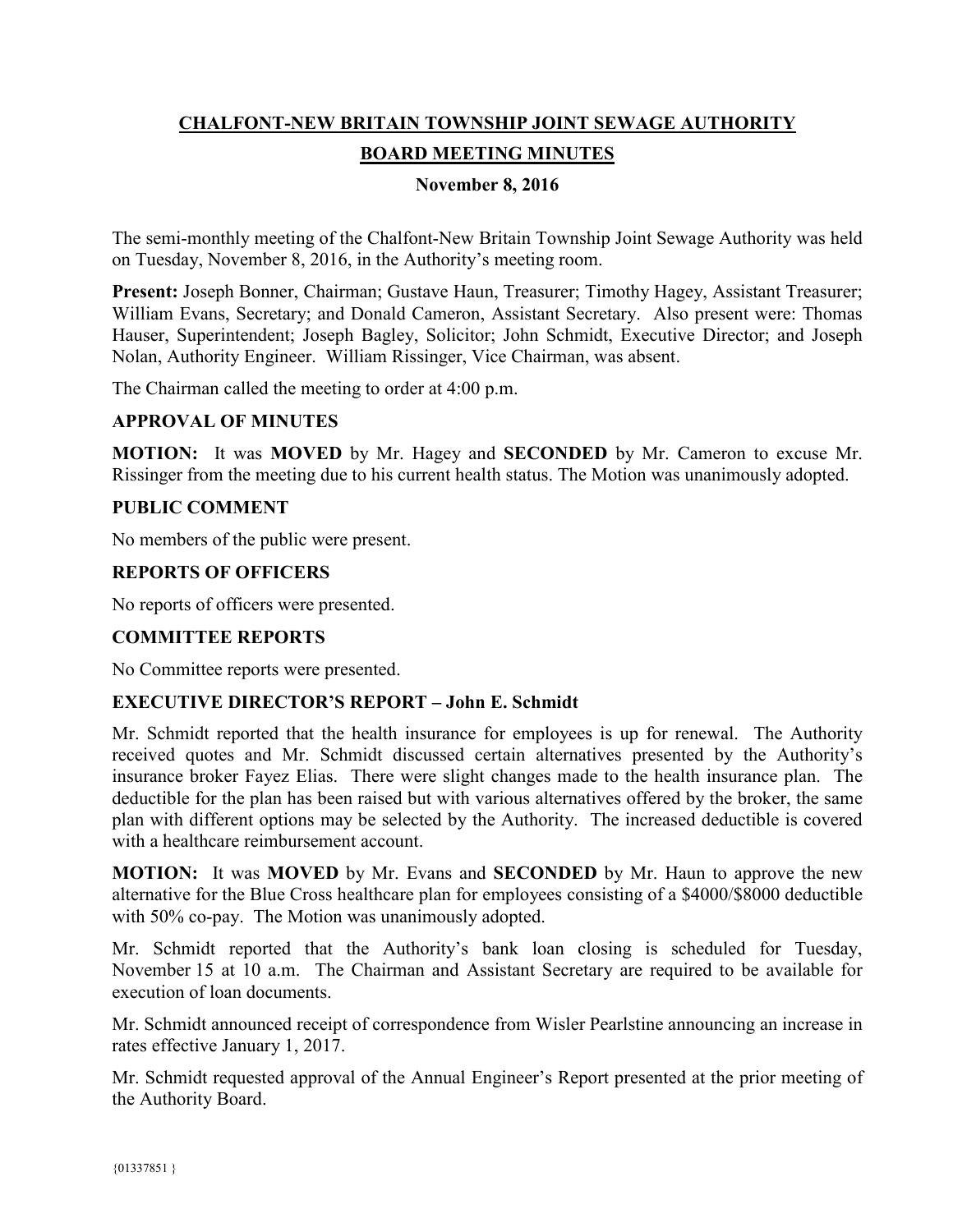# CHALFONT-NEW BRITAIN TOWNSHIP JOINT SEWAGE AUTHORITY

## BOARD MEETING MINUTES

**November 8, 2016**

The semi-monthly meeting of the Chalfont-New Britain Township Joint Sewage Authority was held on Tuesday, November 8, 2016, in the Authority's meeting room.

**Present:** Joseph Bonner, Chairman; Gustave Haun, Treasurer; Timothy Hagey, Assistant Treasurer; William Evans, Secretary; and Donald Cameron, Assistant Secretary. Also present were: Thomas Hauser, Superintendent; Joseph Bagley, Solicitor; John Schmidt, Executive Director; and Joseph Nolan, Authority Engineer. William Rissinger, Vice Chairman, was absent.

The Chairman called the meeting to order at 4:00 p.m.

### APPROVAL OF MINUTES

**MOTION:** It was **MOVED** by Mr. Hagey and **SECONDED** by Mr. Cameron to excuse Mr. Rissinger from the meeting due to his current health status. The Motion was unanimously adopted.

### PUBLIC COMMENT

No members of the public were present.

### REPORTS OF OFFICERS

No reports of officers were presented.

### COMMITTEE REPORTS

No Committee reports were presented.

### EXECUTIVE DIRECTOR'S REPORT – John E. Schmidt

Mr. Schmidt reported that the health insurance for employees is up for renewal. The Authority received quotes and Mr. Schmidt discussed certain alternatives presented by the Authority's insurance broker Fayez Elias. There were slight changes made to the health insurance plan. The deductible for the plan has been raised but with various alternatives offered by the broker, the same plan with different options may be selected by the Authority. The increased deductible is covered with a healthcare reimbursement account.

**MOTION:** It was **MOVED** by Mr. Evans and **SECONDED** by Mr. Haun to approve the new alternative for the Blue Cross healthcare plan for employees consisting of a $4000/$8000 deductible with 50% co-pay. The Motion was unanimously adopted.

Mr. Schmidt reported that the Authority's bank loan closing is scheduled for Tuesday, November 15 at 10 a.m. The Chairman and Assistant Secretary are required to be available for execution of loan documents.

Mr. Schmidt announced receipt of correspondence from Wisler Pearlstine announcing an increase in rates effective January 1, 2017.

Mr. Schmidt requested approval of the Annual Engineer's Report presented at the prior meeting of the Authority Board.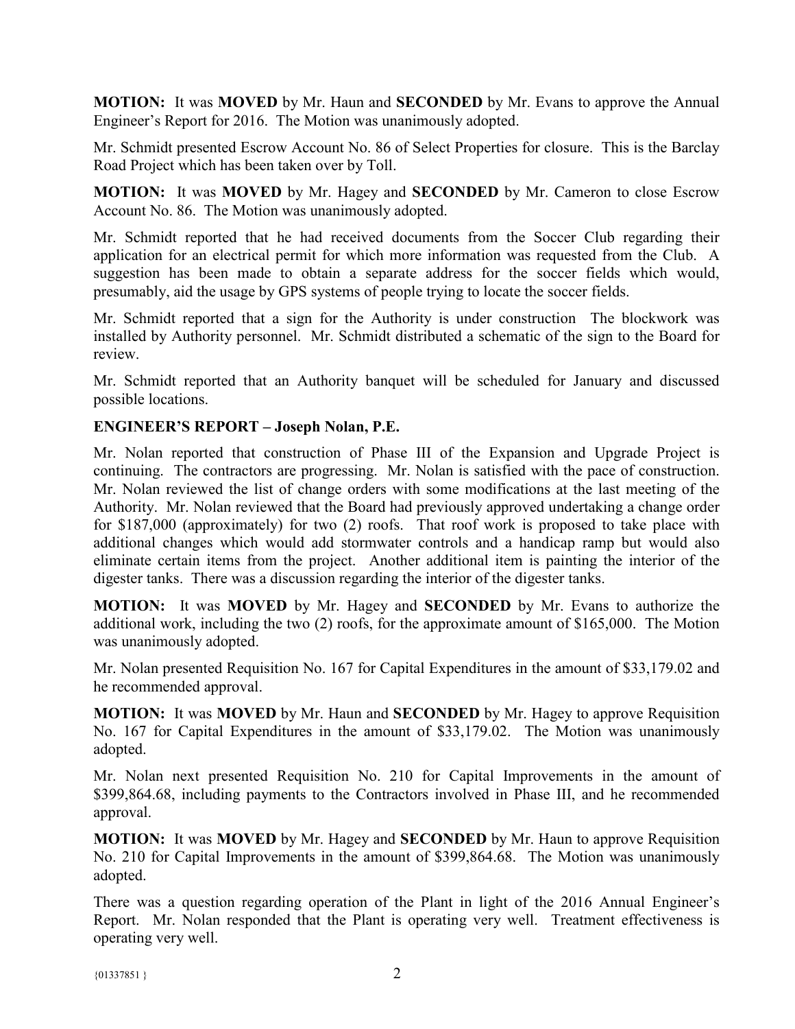**MOTION:** It was **MOVED** by Mr. Haun and **SECONDED** by Mr. Evans to approve the Annual Engineer's Report for 2016. The Motion was unanimously adopted.

Mr. Schmidt presented Escrow Account No. 86 of Select Properties for closure. This is the Barclay Road Project which has been taken over by Toll.

**MOTION:** It was **MOVED** by Mr. Hagey and **SECONDED** by Mr. Cameron to close Escrow Account No. 86. The Motion was unanimously adopted.

Mr. Schmidt reported that he had received documents from the Soccer Club regarding their application for an electrical permit for which more information was requested from the Club. A suggestion has been made to obtain a separate address for the soccer fields which would, presumably, aid the usage by GPS systems of people trying to locate the soccer fields.

Mr. Schmidt reported that a sign for the Authority is under construction The blockwork was installed by Authority personnel. Mr. Schmidt distributed a schematic of the sign to the Board for review.

Mr. Schmidt reported that an Authority banquet will be scheduled for January and discussed possible locations.

**ENGINEER'S REPORT – Joseph Nolan, P.E.**

Mr. Nolan reported that construction of Phase III of the Expansion and Upgrade Project is continuing. The contractors are progressing. Mr. Nolan is satisfied with the pace of construction. Mr. Nolan reviewed the list of change orders with some modifications at the last meeting of the Authority. Mr. Nolan reviewed that the Board had previously approved undertaking a change order for $187,000 (approximately) for two (2) roofs. That roof work is proposed to take place with additional changes which would add stormwater controls and a handicap ramp but would also eliminate certain items from the project. Another additional item is painting the interior of the digester tanks. There was a discussion regarding the interior of the digester tanks.

**MOTION:** It was **MOVED** by Mr. Hagey and **SECONDED** by Mr. Evans to authorize the additional work, including the two (2) roofs, for the approximate amount of $165,000. The Motion was unanimously adopted.

Mr. Nolan presented Requisition No. 167 for Capital Expenditures in the amount of $33,179.02 and he recommended approval.

**MOTION:** It was **MOVED** by Mr. Haun and **SECONDED** by Mr. Hagey to approve Requisition No. 167 for Capital Expenditures in the amount of $33,179.02. The Motion was unanimously adopted.

Mr. Nolan next presented Requisition No. 210 for Capital Improvements in the amount of $399,864.68, including payments to the Contractors involved in Phase III, and he recommended approval.

**MOTION:** It was **MOVED** by Mr. Hagey and **SECONDED** by Mr. Haun to approve Requisition No. 210 for Capital Improvements in the amount of $399,864.68. The Motion was unanimously adopted.

There was a question regarding operation of the Plant in light of the 2016 Annual Engineer's Report. Mr. Nolan responded that the Plant is operating very well. Treatment effectiveness is operating very well.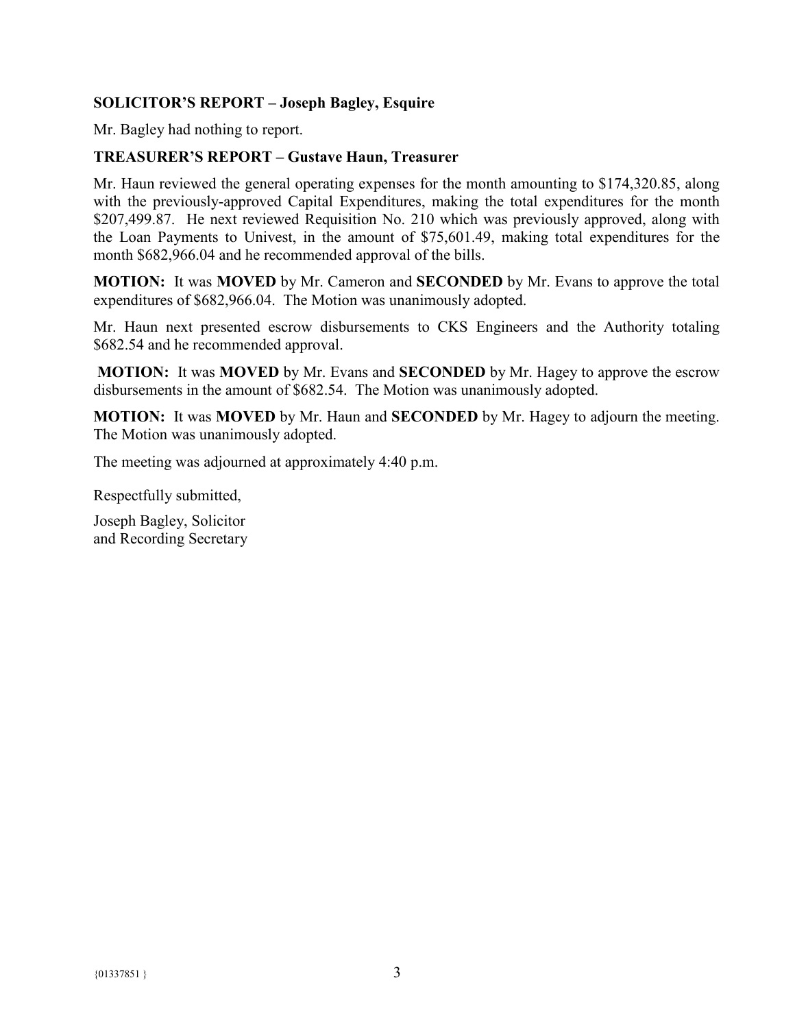**SOLICITOR'S REPORT – Joseph Bagley, Esquire**

Mr. Bagley had nothing to report.

**TREASURER'S REPORT – Gustave Haun, Treasurer**

Mr. Haun reviewed the general operating expenses for the month amounting to $174,320.85, along with the previously-approved Capital Expenditures, making the total expenditures for the month $207,499.87. He next reviewed Requisition No. 210 which was previously approved, along with the Loan Payments to Univest, in the amount of $75,601.49, making total expenditures for the month $682,966.04 and he recommended approval of the bills.

**MOTION:** It was **MOVED** by Mr. Cameron and **SECONDED** by Mr. Evans to approve the total expenditures of $682,966.04. The Motion was unanimously adopted.

Mr. Haun next presented escrow disbursements to CKS Engineers and the Authority totaling $682.54 and he recommended approval.

**MOTION:** It was **MOVED** by Mr. Evans and **SECONDED** by Mr. Hagey to approve the escrow disbursements in the amount of $682.54. The Motion was unanimously adopted.

**MOTION:** It was **MOVED** by Mr. Haun and **SECONDED** by Mr. Hagey to adjourn the meeting. The Motion was unanimously adopted.

The meeting was adjourned at approximately 4:40 p.m.

Respectfully submitted,

Joseph Bagley, Solicitor
and Recording Secretary

{01337851 }